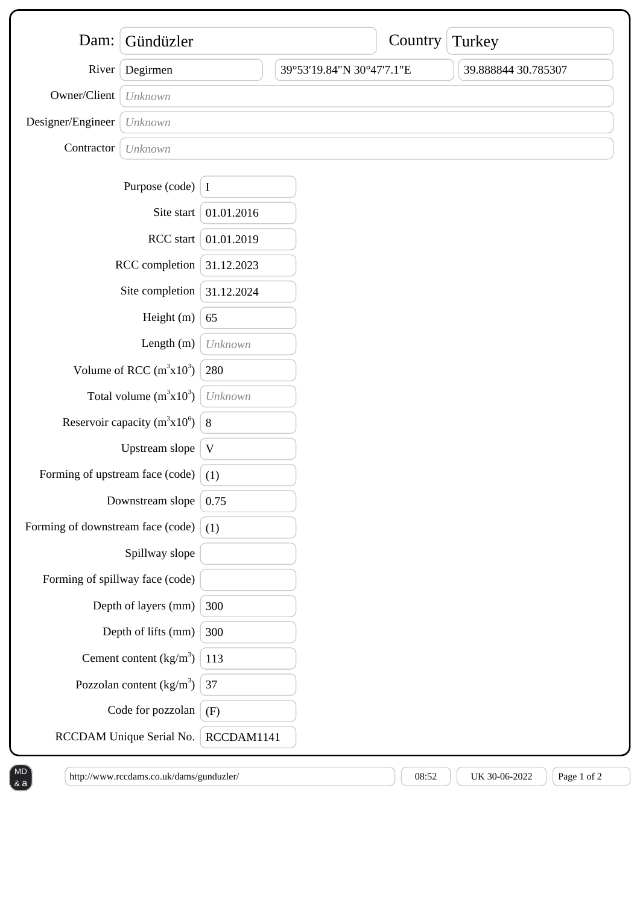**Dam:** Gündüzler

**Country:** Turkey

| | |
|---|---|
| River | Degirmen |
| Coordinates | 39°53'19.84"N 30°47'7.1"E |
| Decimal coordinates | 39.888844 30.785307 |
| Owner/Client | *Unknown* |
| Designer/Engineer | *Unknown* |
| Contractor | *Unknown* |

| | |
|---|---|
| Purpose (code) | I |
| Site start | 01.01.2016 |
| RCC start | 01.01.2019 |
| RCC completion | 31.12.2023 |
| Site completion | 31.12.2024 |
| Height (m) | 65 |
| Length (m) | *Unknown* |
| Volume of RCC ($m^3 x10^3$) | 280 |
| Total volume ($m^3 x10^3$) | *Unknown* |
| Reservoir capacity ($m^3 x10^6$) | 8 |
| Upstream slope | V |
| Forming of upstream face (code) | (1) |
| Downstream slope | 0.75 |
| Forming of downstream face (code) | (1) |
| Spillway slope | |
| Forming of spillway face (code) | |
| Depth of layers (mm) | 300 |
| Depth of lifts (mm) | 300 |
| Cement content ($kg/m^3$) | 113 |
| Pozzolan content ($kg/m^3$) | 37 |
| Code for pozzolan | (F) |
| RCCDAM Unique Serial No. | RCCDAM1141 |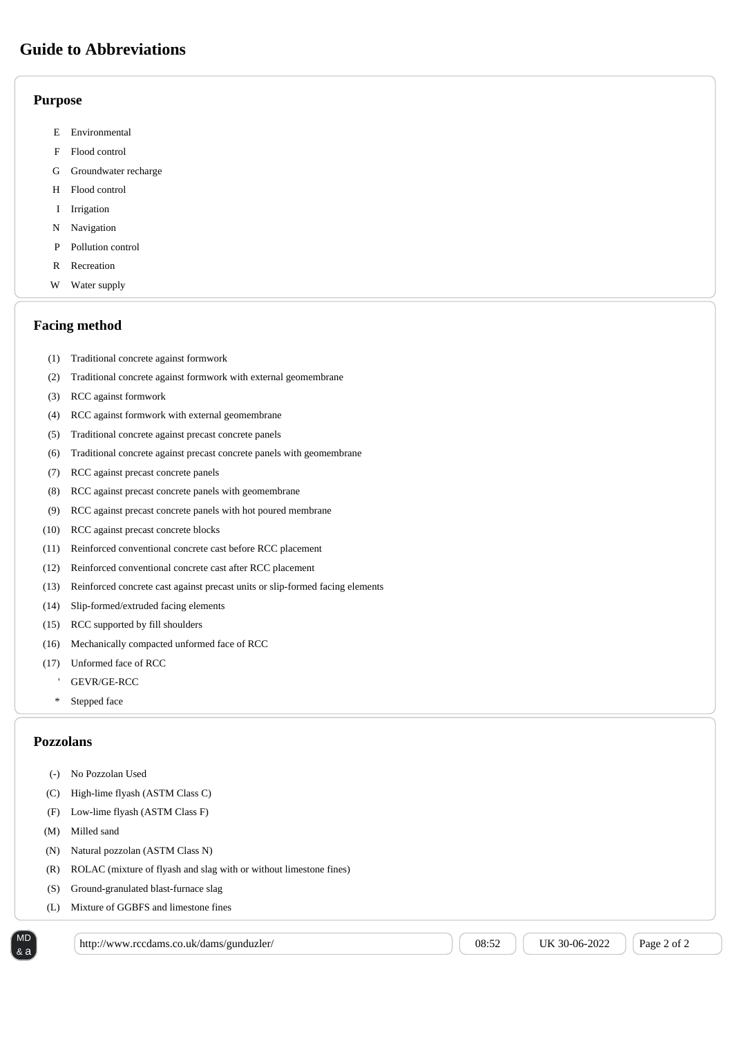# Guide to Abbreviations

## Purpose

| | |
|---|---|
| E | Environmental |
| F | Flood control |
| G | Groundwater recharge |
| H | Flood control |
| I | Irrigation |
| N | Navigation |
| P | Pollution control |
| R | Recreation |
| W | Water supply |

## Facing method

| | |
|---|---|
| (1) | Traditional concrete against formwork |
| (2) | Traditional concrete against formwork with external geomembrane |
| (3) | RCC against formwork |
| (4) | RCC against formwork with external geomembrane |
| (5) | Traditional concrete against precast concrete panels |
| (6) | Traditional concrete against precast concrete panels with geomembrane |
| (7) | RCC against precast concrete panels |
| (8) | RCC against precast concrete panels with geomembrane |
| (9) | RCC against precast concrete panels with hot poured membrane |
| (10) | RCC against precast concrete blocks |
| (11) | Reinforced conventional concrete cast before RCC placement |
| (12) | Reinforced conventional concrete cast after RCC placement |
| (13) | Reinforced concrete cast against precast units or slip-formed facing elements |
| (14) | Slip-formed/extruded facing elements |
| (15) | RCC supported by fill shoulders |
| (16) | Mechanically compacted unformed face of RCC |
| (17) | Unformed face of RCC |
| ' | GEVR/GE-RCC |
| * | Stepped face |

## Pozzolans

| | |
|---|---|
| (-) | No Pozzolan Used |
| (C) | High-lime flyash (ASTM Class C) |
| (F) | Low-lime flyash (ASTM Class F) |
| (M) | Milled sand |
| (N) | Natural pozzolan (ASTM Class N) |
| (R) | ROLAC (mixture of flyash and slag with or without limestone fines) |
| (S) | Ground-granulated blast-furnace slag |
| (L) | Mixture of GGBFS and limestone fines |